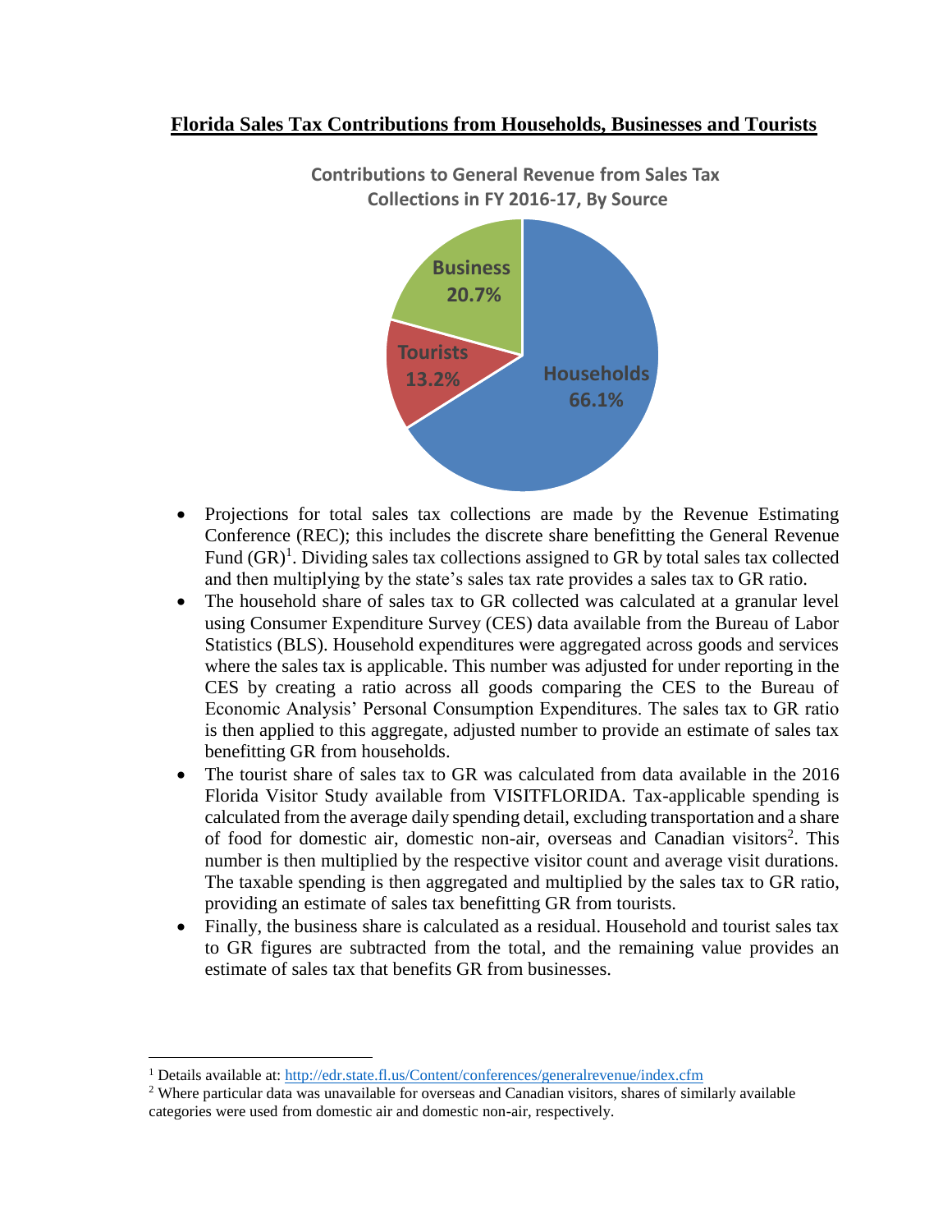# Florida Sales Tax Contributions from Households, Businesses and Tourists

Contributions to General Revenue from Sales Tax Collections in FY 2016-17, By Source

Business 20.7%

Tourists 13.2%

Households 66.1%

- Projections for total sales tax collections are made by the Revenue Estimating Conference (REC); this includes the discrete share benefitting the General Revenue Fund (GR)[1]. Dividing sales tax collections assigned to GR by total sales tax collected and then multiplying by the state's sales tax rate provides a sales tax to GR ratio.
- The household share of sales tax to GR collected was calculated at a granular level using Consumer Expenditure Survey (CES) data available from the Bureau of Labor Statistics (BLS). Household expenditures were aggregated across goods and services where the sales tax is applicable. This number was adjusted for under reporting in the CES by creating a ratio across all goods comparing the CES to the Bureau of Economic Analysis' Personal Consumption Expenditures. The sales tax to GR ratio is then applied to this aggregate, adjusted number to provide an estimate of sales tax benefitting GR from households.
- The tourist share of sales tax to GR was calculated from data available in the 2016 Florida Visitor Study available from VISITFLORIDA. Tax-applicable spending is calculated from the average daily spending detail, excluding transportation and a share of food for domestic air, domestic non-air, overseas and Canadian visitors[2]. This number is then multiplied by the respective visitor count and average visit durations. The taxable spending is then aggregated and multiplied by the sales tax to GR ratio, providing an estimate of sales tax benefitting GR from tourists.
- Finally, the business share is calculated as a residual. Household and tourist sales tax to GR figures are subtracted from the total, and the remaining value provides an estimate of sales tax that benefits GR from businesses.

---

[1] Details available at: http://edr.state.fl.us/Content/conferences/generalrevenue/index.cfm

[2] Where particular data was unavailable for overseas and Canadian visitors, shares of similarly available categories were used from domestic air and domestic non-air, respectively.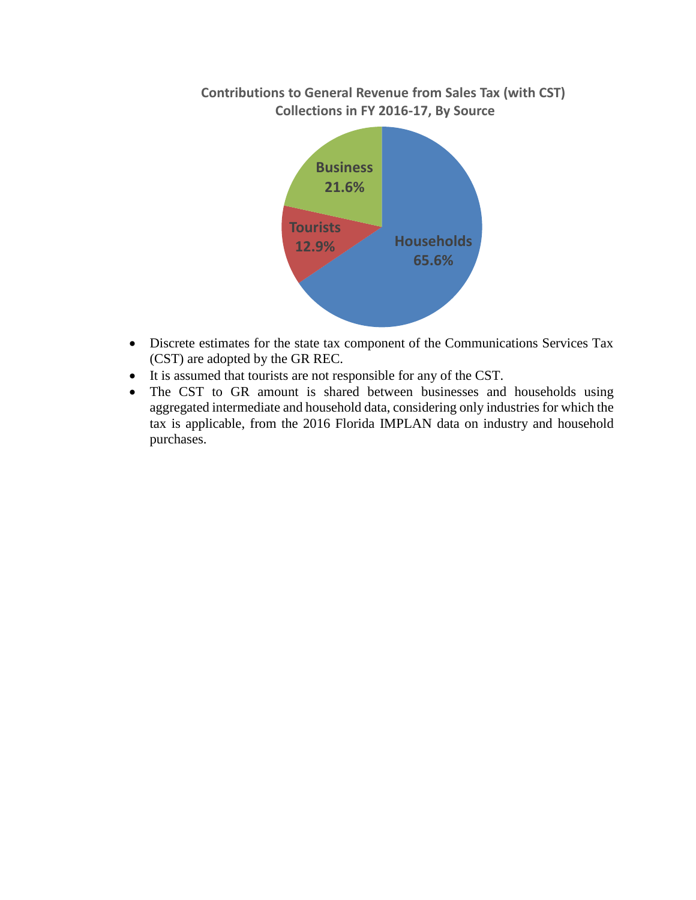Contributions to General Revenue from Sales Tax (with CST)
Collections in FY 2016-17, By Source

Business
21.6%

Tourists
12.9%

Households
65.6%

- Discrete estimates for the state tax component of the Communications Services Tax (CST) are adopted by the GR REC.
- It is assumed that tourists are not responsible for any of the CST.
- The CST to GR amount is shared between businesses and households using aggregated intermediate and household data, considering only industries for which the tax is applicable, from the 2016 Florida IMPLAN data on industry and household purchases.